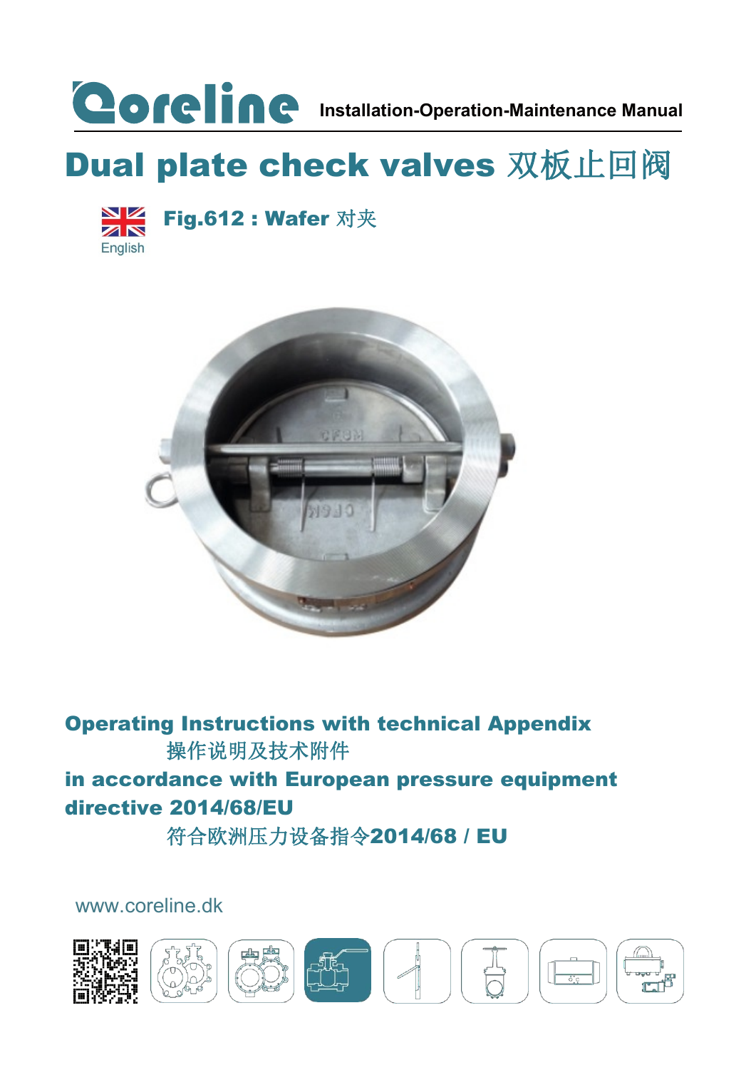Coreline Installation-Operation-Maintenance Manual

# Dual plate check valves 双板止回阀

English

## Fig.612 : Wafer 对夹

**Operating Instructions with technical Appendix**

操作说明及技术附件

**in accordance with European pressure equipment directive 2014/68/EU**

符合欧洲压力设备指令2014/68 / EU

www.coreline.dk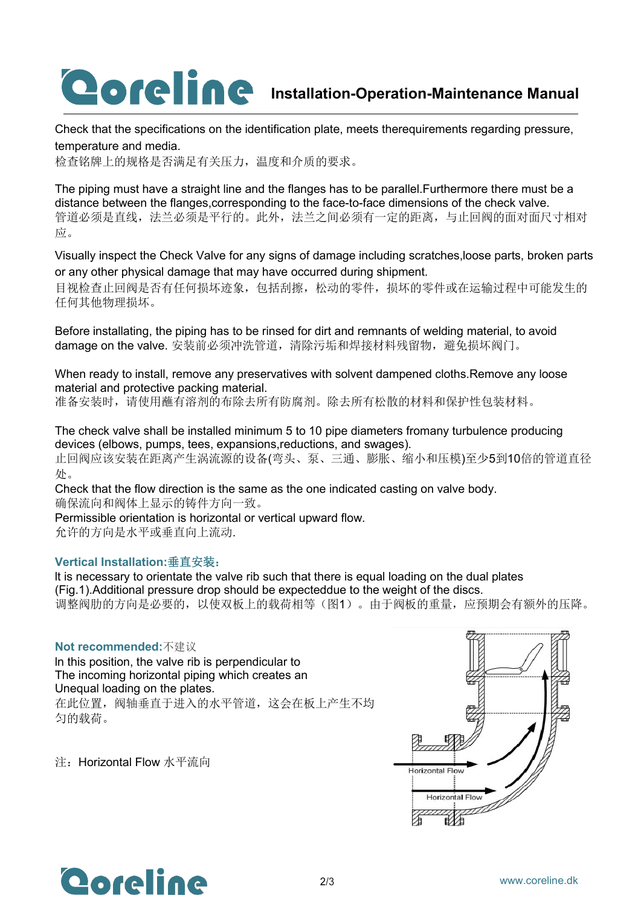Check that the specifications on the identification plate, meets therequirements regarding pressure, temperature and media.
检查铭牌上的规格是否满足有关压力，温度和介质的要求。

The piping must have a straight line and the flanges has to be parallel.Furthermore there must be a distance between the flanges,corresponding to the face-to-face dimensions of the check valve.
管道必须是直线，法兰必须是平行的。此外，法兰之间必须有一定的距离，与止回阀的面对面尺寸相对应。

Visually inspect the Check Valve for any signs of damage including scratches,loose parts, broken parts or any other physical damage that may have occurred during shipment.
目视检查止回阀是否有任何损坏迹象，包括刮擦，松动的零件，损坏的零件或在运输过程中可能发生的任何其他物理损坏。

Before installating, the piping has to be rinsed for dirt and remnants of welding material, to avoid damage on the valve. 安装前必须冲洗管道，清除污垢和焊接材料残留物，避免损坏阀门。

When ready to install, remove any preservatives with solvent dampened cloths.Remove any loose material and protective packing material.
准备安装时，请使用蘸有溶剂的布除去所有防腐剂。除去所有松散的材料和保护性包装材料。

The check valve shall be installed minimum 5 to 10 pipe diameters fromany turbulence producing devices (elbows, pumps, tees, expansions,reductions, and swages).
止回阀应该安装在距离产生涡流源的设备(弯头、泵、三通、膨胀、缩小和压模)至少5到10倍的管道直径处。
Check that the flow direction is the same as the one indicated casting on valve body.
确保流向和阀体上显示的铸件方向一致。
Permissible orientation is horizontal or vertical upward flow.
允许的方向是水平或垂直向上流动.

**Vertical Installation:垂直安装:**
It is necessary to orientate the valve rib such that there is equal loading on the dual plates (Fig.1).Additional pressure drop should be expecteddue to the weight of the discs.
调整阀肋的方向是必要的，以使双板上的载荷相等（图1）。由于阀板的重量，应预期会有额外的压降。

**Not recommended:**不建议
In this position, the valve rib is perpendicular to The incoming horizontal piping which creates an Unequal loading on the plates.
在此位置，阀轴垂直于进入的水平管道，这会在板上产生不均匀的载荷。

注：Horizontal Flow 水平流向

Horizontal Flow

Horizontal Flow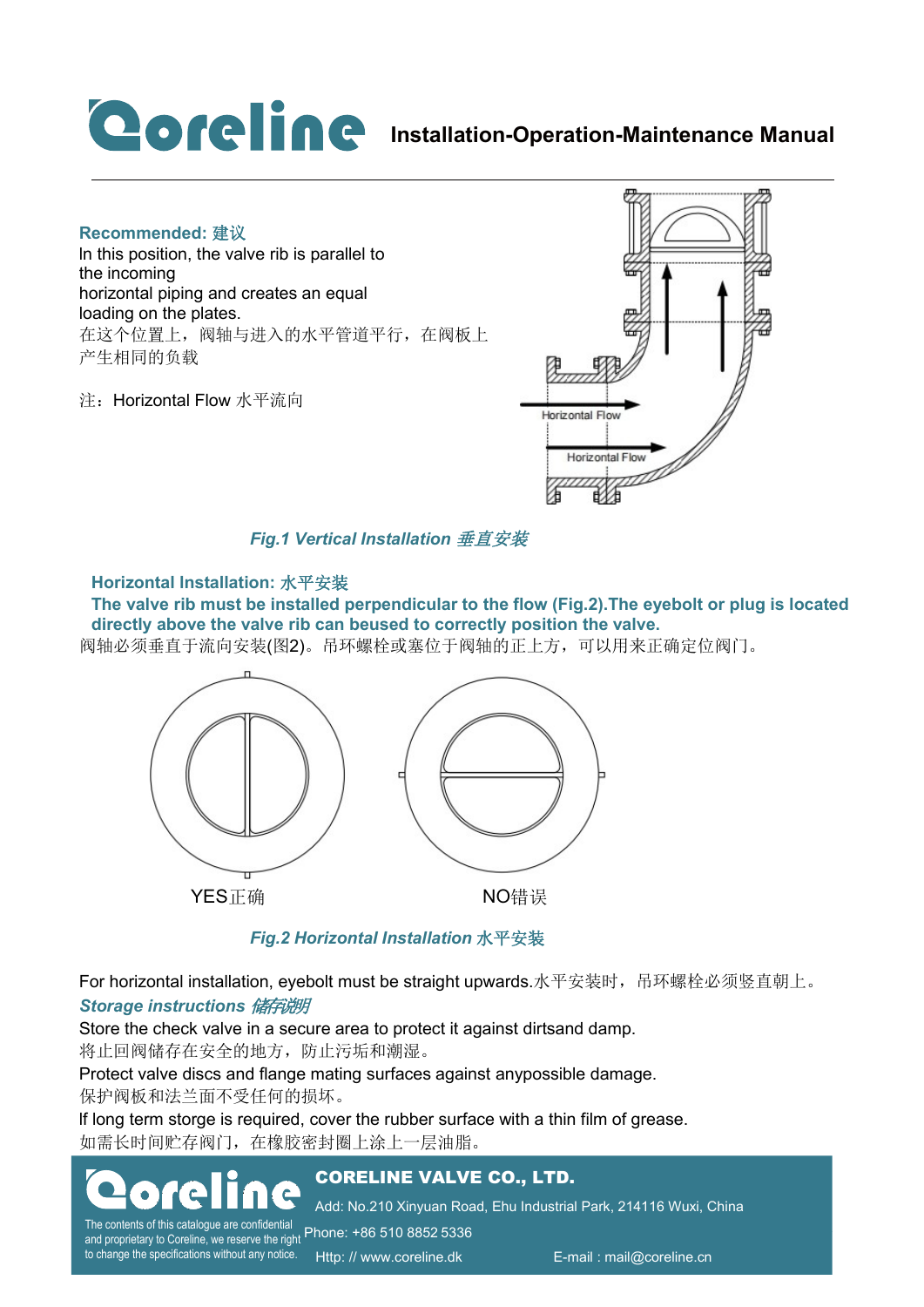**Recommended: 建议**

In this position, the valve rib is parallel to the incoming horizontal piping and creates an equal loading on the plates.

在这个位置上，阀轴与进入的水平管道平行，在阀板上产生相同的负载

注：Horizontal Flow 水平流向

Horizontal Flow

Horizontal Flow

*Fig.1 Vertical Installation 垂直安装*

**Horizontal Installation: 水平安装**

**The valve rib must be installed perpendicular to the flow (Fig.2).The eyebolt or plug is located directly above the valve rib can beused to correctly position the valve.**

阀轴必须垂直于流向安装(图2)。吊环螺栓或塞位于阀轴的正上方，可以用来正确定位阀门。

YES正确

NO错误

*Fig.2 Horizontal Installation 水平安装*

For horizontal installation, eyebolt must be straight upwards.水平安装时，吊环螺栓必须竖直朝上。

***Storage instructions 储存说明***

Store the check valve in a secure area to protect it against dirtsand damp.

将止回阀储存在安全的地方，防止污垢和潮湿。

Protect valve discs and flange mating surfaces against anypossible damage.

保护阀板和法兰面不受任何的损坏。

If long term storge is required, cover the rubber surface with a thin film of grease.

如需长时间贮存阀门，在橡胶密封圈上涂上一层油脂。